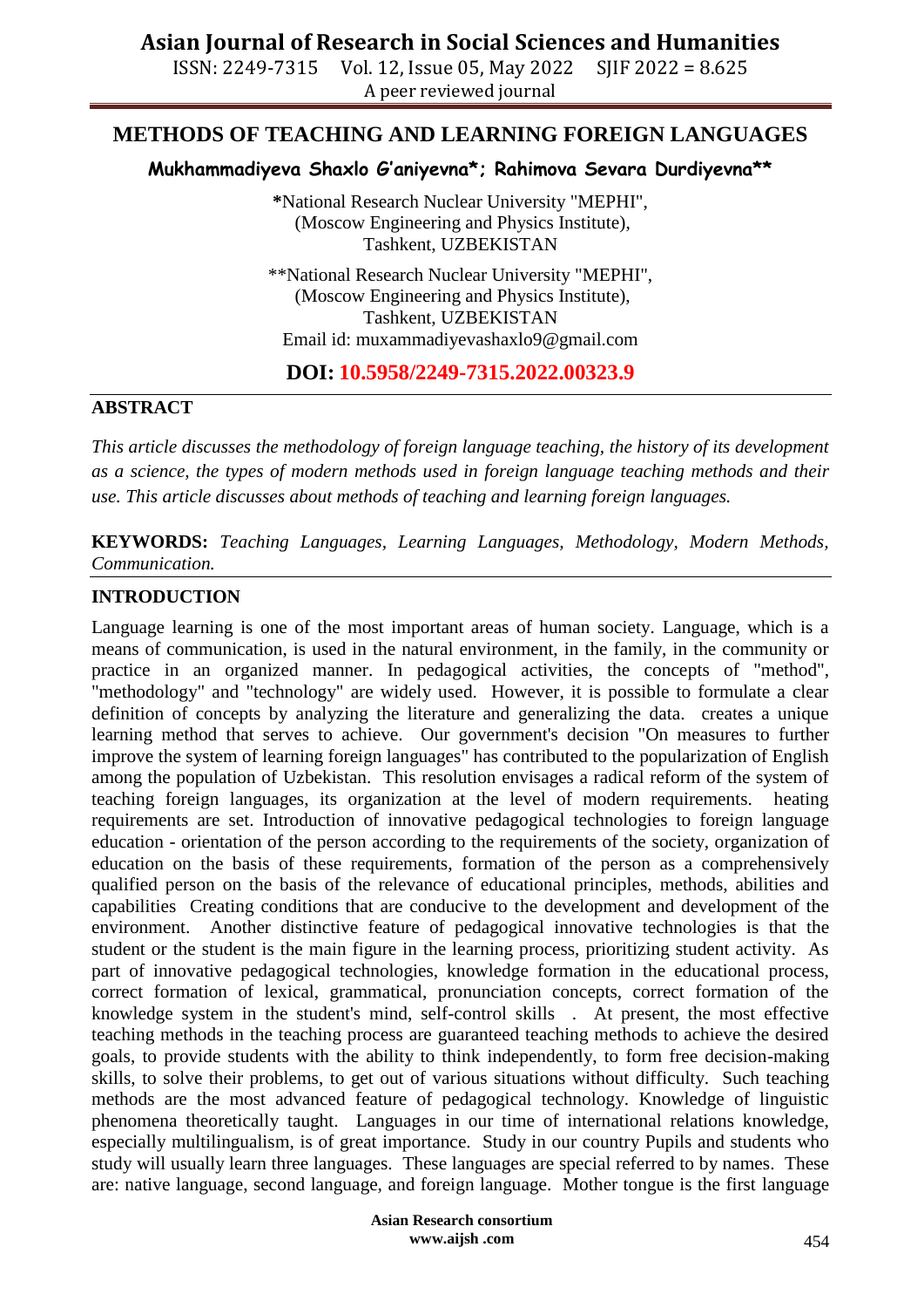# METHODS OF TEACHING AND LEARNING FOREIGN LANGUAGES

**Mukhammadiyeva Shaxlo G'aniyevna*; Rahimova Sevara Durdiyevna****

*National Research Nuclear University "MEPHI", (Moscow Engineering and Physics Institute), Tashkent, UZBEKISTAN

**National Research Nuclear University "MEPHI", (Moscow Engineering and Physics Institute), Tashkent, UZBEKISTAN
Email id: muxammadiyevashaxlo9@gmail.com

**DOI: 10.5958/2249-7315.2022.00323.9**

## ABSTRACT

*This article discusses the methodology of foreign language teaching, the history of its development as a science, the types of modern methods used in foreign language teaching methods and their use. This article discusses about methods of teaching and learning foreign languages.*

**KEYWORDS:** *Teaching Languages, Learning Languages, Methodology, Modern Methods, Communication.*

## INTRODUCTION

Language learning is one of the most important areas of human society. Language, which is a means of communication, is used in the natural environment, in the family, in the community or practice in an organized manner. In pedagogical activities, the concepts of "method", "methodology" and "technology" are widely used. However, it is possible to formulate a clear definition of concepts by analyzing the literature and generalizing the data. creates a unique learning method that serves to achieve. Our government's decision "On measures to further improve the system of learning foreign languages" has contributed to the popularization of English among the population of Uzbekistan. This resolution envisages a radical reform of the system of teaching foreign languages, its organization at the level of modern requirements. heating requirements are set. Introduction of innovative pedagogical technologies to foreign language education - orientation of the person according to the requirements of the society, organization of education on the basis of these requirements, formation of the person as a comprehensively qualified person on the basis of the relevance of educational principles, methods, abilities and capabilities Creating conditions that are conducive to the development and development of the environment. Another distinctive feature of pedagogical innovative technologies is that the student or the student is the main figure in the learning process, prioritizing student activity. As part of innovative pedagogical technologies, knowledge formation in the educational process, correct formation of lexical, grammatical, pronunciation concepts, correct formation of the knowledge system in the student's mind, self-control skills . At present, the most effective teaching methods in the teaching process are guaranteed teaching methods to achieve the desired goals, to provide students with the ability to think independently, to form free decision-making skills, to solve their problems, to get out of various situations without difficulty. Such teaching methods are the most advanced feature of pedagogical technology. Knowledge of linguistic phenomena theoretically taught. Languages in our time of international relations knowledge, especially multilingualism, is of great importance. Study in our country Pupils and students who study will usually learn three languages. These languages are special referred to by names. These are: native language, second language, and foreign language. Mother tongue is the first language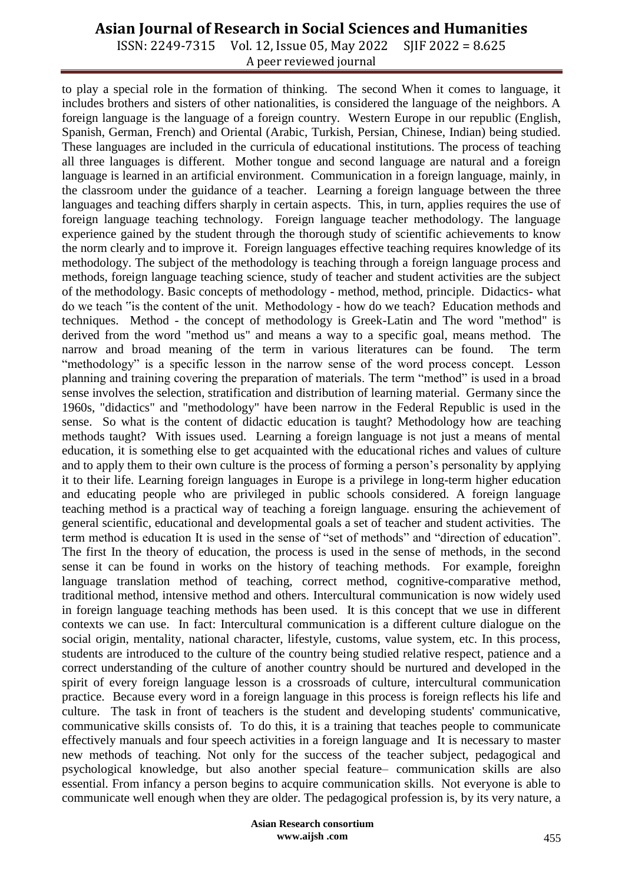to play a special role in the formation of thinking. The second When it comes to language, it includes brothers and sisters of other nationalities, is considered the language of the neighbors. A foreign language is the language of a foreign country. Western Europe in our republic (English, Spanish, German, French) and Oriental (Arabic, Turkish, Persian, Chinese, Indian) being studied. These languages are included in the curricula of educational institutions. The process of teaching all three languages is different. Mother tongue and second language are natural and a foreign language is learned in an artificial environment. Communication in a foreign language, mainly, in the classroom under the guidance of a teacher. Learning a foreign language between the three languages and teaching differs sharply in certain aspects. This, in turn, applies requires the use of foreign language teaching technology. Foreign language teacher methodology. The language experience gained by the student through the thorough study of scientific achievements to know the norm clearly and to improve it. Foreign languages effective teaching requires knowledge of its methodology. The subject of the methodology is teaching through a foreign language process and methods, foreign language teaching science, study of teacher and student activities are the subject of the methodology. Basic concepts of methodology - method, method, principle. Didactics- what do we teach "is the content of the unit. Methodology - how do we teach? Education methods and techniques. Method - the concept of methodology is Greek-Latin and The word "method" is derived from the word "method us" and means a way to a specific goal, means method. The narrow and broad meaning of the term in various literatures can be found. The term "methodology" is a specific lesson in the narrow sense of the word process concept. Lesson planning and training covering the preparation of materials. The term "method" is used in a broad sense involves the selection, stratification and distribution of learning material. Germany since the 1960s, "didactics" and "methodology" have been narrow in the Federal Republic is used in the sense. So what is the content of didactic education is taught? Methodology how are teaching methods taught? With issues used. Learning a foreign language is not just a means of mental education, it is something else to get acquainted with the educational riches and values of culture and to apply them to their own culture is the process of forming a person's personality by applying it to their life. Learning foreign languages in Europe is a privilege in long-term higher education and educating people who are privileged in public schools considered. A foreign language teaching method is a practical way of teaching a foreign language. ensuring the achievement of general scientific, educational and developmental goals a set of teacher and student activities. The term method is education It is used in the sense of "set of methods" and "direction of education". The first In the theory of education, the process is used in the sense of methods, in the second sense it can be found in works on the history of teaching methods. For example, foreighn language translation method of teaching, correct method, cognitive-comparative method, traditional method, intensive method and others. Intercultural communication is now widely used in foreign language teaching methods has been used. It is this concept that we use in different contexts we can use. In fact: Intercultural communication is a different culture dialogue on the social origin, mentality, national character, lifestyle, customs, value system, etc. In this process, students are introduced to the culture of the country being studied relative respect, patience and a correct understanding of the culture of another country should be nurtured and developed in the spirit of every foreign language lesson is a crossroads of culture, intercultural communication practice. Because every word in a foreign language in this process is foreign reflects his life and culture. The task in front of teachers is the student and developing students' communicative, communicative skills consists of. To do this, it is a training that teaches people to communicate effectively manuals and four speech activities in a foreign language and It is necessary to master new methods of teaching. Not only for the success of the teacher subject, pedagogical and psychological knowledge, but also another special feature– communication skills are also essential. From infancy a person begins to acquire communication skills. Not everyone is able to communicate well enough when they are older. The pedagogical profession is, by its very nature, a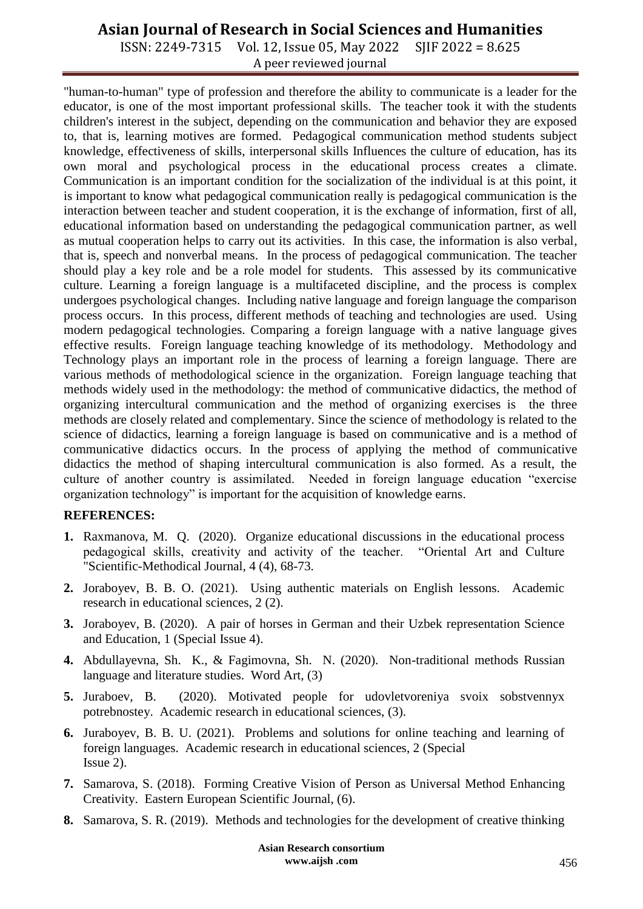"human-to-human" type of profession and therefore the ability to communicate is a leader for the educator, is one of the most important professional skills. The teacher took it with the students children's interest in the subject, depending on the communication and behavior they are exposed to, that is, learning motives are formed. Pedagogical communication method students subject knowledge, effectiveness of skills, interpersonal skills Influences the culture of education, has its own moral and psychological process in the educational process creates a climate. Communication is an important condition for the socialization of the individual is at this point, it is important to know what pedagogical communication really is pedagogical communication is the interaction between teacher and student cooperation, it is the exchange of information, first of all, educational information based on understanding the pedagogical communication partner, as well as mutual cooperation helps to carry out its activities. In this case, the information is also verbal, that is, speech and nonverbal means. In the process of pedagogical communication. The teacher should play a key role and be a role model for students. This assessed by its communicative culture. Learning a foreign language is a multifaceted discipline, and the process is complex undergoes psychological changes. Including native language and foreign language the comparison process occurs. In this process, different methods of teaching and technologies are used. Using modern pedagogical technologies. Comparing a foreign language with a native language gives effective results. Foreign language teaching knowledge of its methodology. Methodology and Technology plays an important role in the process of learning a foreign language. There are various methods of methodological science in the organization. Foreign language teaching that methods widely used in the methodology: the method of communicative didactics, the method of organizing intercultural communication and the method of organizing exercises is the three methods are closely related and complementary. Since the science of methodology is related to the science of didactics, learning a foreign language is based on communicative and is a method of communicative didactics occurs. In the process of applying the method of communicative didactics the method of shaping intercultural communication is also formed. As a result, the culture of another country is assimilated. Needed in foreign language education "exercise organization technology" is important for the acquisition of knowledge earns.

**REFERENCES:**

1. Raxmanova, M. Q. (2020). Organize educational discussions in the educational process pedagogical skills, creativity and activity of the teacher. "Oriental Art and Culture "Scientific-Methodical Journal, 4 (4), 68-73.
2. Joraboyev, B. B. O. (2021). Using authentic materials on English lessons. Academic research in educational sciences, 2 (2).
3. Joraboyev, B. (2020). A pair of horses in German and their Uzbek representation Science and Education, 1 (Special Issue 4).
4. Abdullayevna, Sh. K., & Fagimovna, Sh. N. (2020). Non-traditional methods Russian language and literature studies. Word Art, (3)
5. Juraboev, B. (2020). Motivated people for udovletvoreniya svoix sobstvennyx potrebnostey. Academic research in educational sciences, (3).
6. Juraboyev, B. B. U. (2021). Problems and solutions for online teaching and learning of foreign languages. Academic research in educational sciences, 2 (Special Issue 2).
7. Samarova, S. (2018). Forming Creative Vision of Person as Universal Method Enhancing Creativity. Eastern European Scientific Journal, (6).
8. Samarova, S. R. (2019). Methods and technologies for the development of creative thinking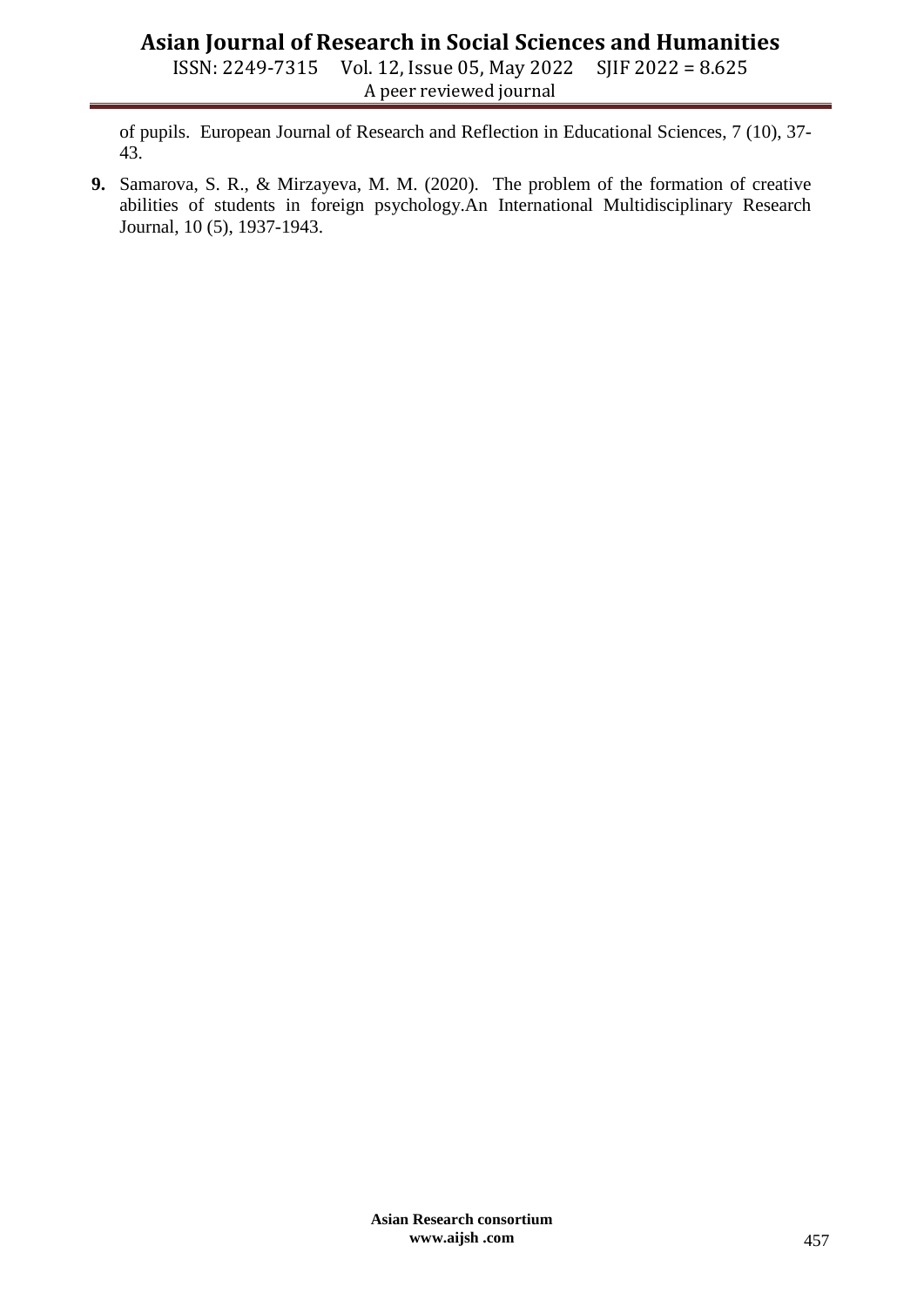of pupils. European Journal of Research and Reflection in Educational Sciences, 7 (10), 37-43.

**9.** Samarova, S. R., & Mirzayeva, M. M. (2020). The problem of the formation of creative abilities of students in foreign psychology.An International Multidisciplinary Research Journal, 10 (5), 1937-1943.